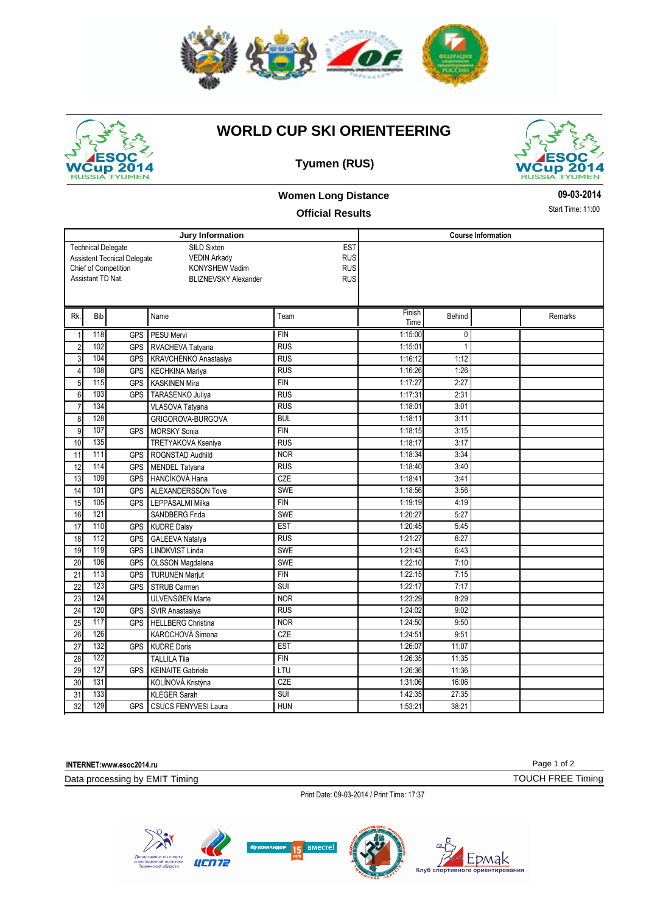# WORLD CUP SKI ORIENTEERING

## Tyumen (RUS)

### Women Long Distance

**Official Results**

**09-03-2014**

Start Time: 11:00

| Jury Information | | |
|---|---|---|
| Technical Delegate | SILD Sixten | EST |
| Assistent Tecnical Delegate | VEDIN Arkady | RUS |
| Chief of Competition | KONYSHEW Vadim | RUS |
| Assistant TD Nat. | BLIZNEVSKY Alexander | RUS |

**Course Information**

| Rk. | Bib | | Name | Team | Finish Time | Behind | | Remarks |
|---|---|---|---|---|---|---|---|---|
| 1 | 118 | GPS | PESU Mervi | FIN | 1:15:00 | 0 | | |
| 2 | 102 | GPS | RVACHEVA Tatyana | RUS | 1:15:01 | 1 | | |
| 3 | 104 | GPS | KRAVCHENKO Anastasiya | RUS | 1:16:12 | 1:12 | | |
| 4 | 108 | GPS | KECHKINA Mariya | RUS | 1:16:26 | 1:26 | | |
| 5 | 115 | GPS | KASKINEN Mira | FIN | 1:17:27 | 2:27 | | |
| 6 | 103 | GPS | TARASENKO Juliya | RUS | 1:17:31 | 2:31 | | |
| 7 | 134 | | VLASOVA Tatyana | RUS | 1:18:01 | 3:01 | | |
| 8 | 128 | | GRIGOROVA-BURGOVA | BUL | 1:18:11 | 3:11 | | |
| 9 | 107 | GPS | MÖRSKY Sonja | FIN | 1:18:15 | 3:15 | | |
| 10 | 135 | | TRETYAKOVA Kseniya | RUS | 1:18:17 | 3:17 | | |
| 11 | 111 | GPS | ROGNSTAD Audhild | NOR | 1:18:34 | 3:34 | | |
| 12 | 114 | GPS | MENDEL Tatyana | RUS | 1:18:40 | 3:40 | | |
| 13 | 109 | GPS | HANCÍKOVÁ Hana | CZE | 1:18:41 | 3:41 | | |
| 14 | 101 | GPS | ALEXANDERSSON Tove | SWE | 1:18:56 | 3:56 | | |
| 15 | 105 | GPS | LEPPÄSALMI Milka | FIN | 1:19:19 | 4:19 | | |
| 16 | 121 | | SANDBERG Frida | SWE | 1:20:27 | 5:27 | | |
| 17 | 110 | GPS | KUDRE Daisy | EST | 1:20:45 | 5:45 | | |
| 18 | 112 | GPS | GALEEVA Natalya | RUS | 1:21:27 | 6:27 | | |
| 19 | 119 | GPS | LINDKVIST Linda | SWE | 1:21:43 | 6:43 | | |
| 20 | 106 | GPS | OLSSON Magdalena | SWE | 1:22:10 | 7:10 | | |
| 21 | 113 | GPS | TURUNEN Marjut | FIN | 1:22:15 | 7:15 | | |
| 22 | 123 | GPS | STRUB Carmen | SUI | 1:22:17 | 7:17 | | |
| 23 | 124 | | ULVENSØEN Marte | NOR | 1:23:29 | 8:29 | | |
| 24 | 120 | GPS | SVIR Anastasiya | RUS | 1:24:02 | 9:02 | | |
| 25 | 117 | GPS | HELLBERG Christina | NOR | 1:24:50 | 9:50 | | |
| 26 | 126 | | KAROCHOVÁ Simona | CZE | 1:24:51 | 9:51 | | |
| 27 | 132 | GPS | KUDRE Doris | EST | 1:26:07 | 11:07 | | |
| 28 | 122 | | TALLILA Tiia | FIN | 1:26:35 | 11:35 | | |
| 29 | 127 | GPS | KEINAITE Gabriele | LTU | 1:26:36 | 11:36 | | |
| 30 | 131 | | KOLÍNOVÁ Kristýna | CZE | 1:31:06 | 16:06 | | |
| 31 | 133 | | KLEGER Sarah | SUI | 1:42:35 | 27:35 | | |
| 32 | 129 | GPS | CSUCS FENYVESI Laura | HUN | 1:53:21 | 38:21 | | |

**INTERNET:www.esoc2014.ru**

Data processing by EMIT Timing

TOUCH FREE Timing

Print Date: 09-03-2014 / Print Time: 17:37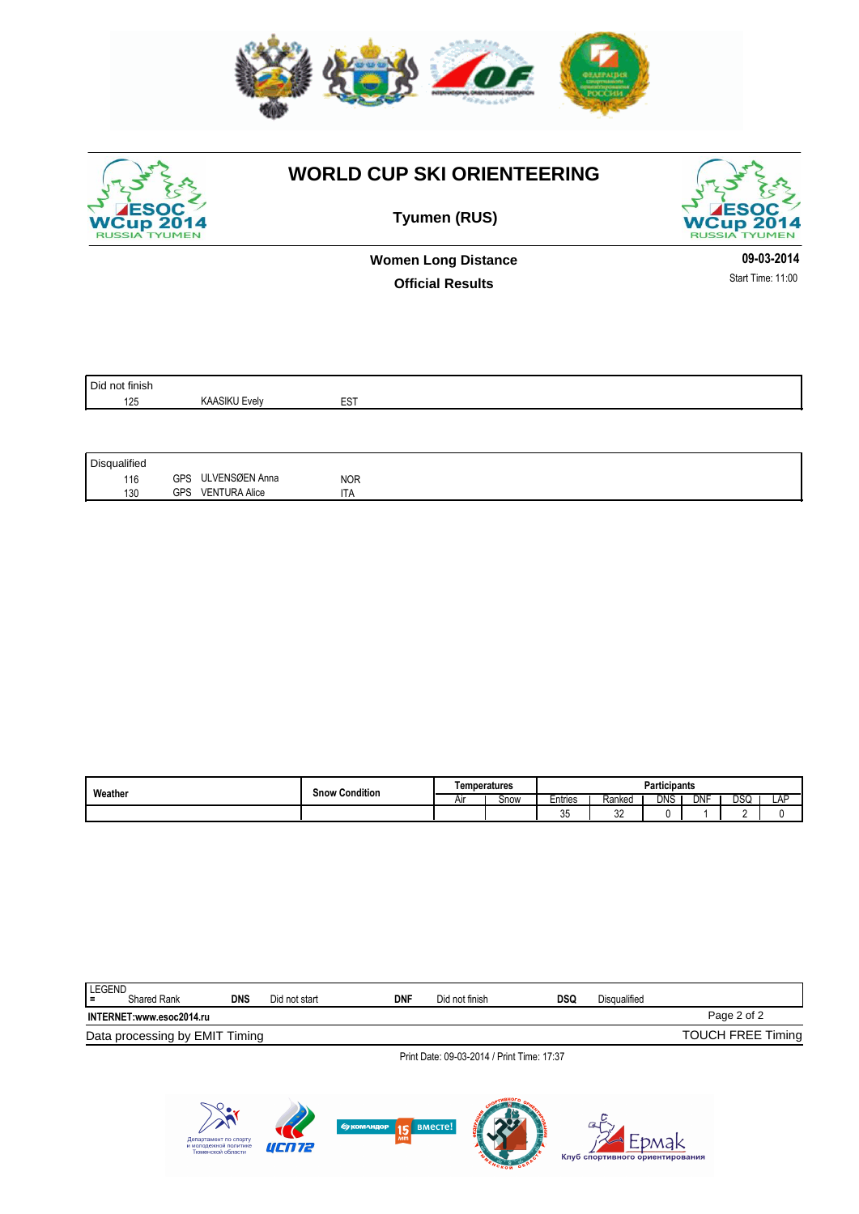# WORLD CUP SKI ORIENTEERING

## Tyumen (RUS)

### Women Long Distance

### Official Results

09-03-2014

Start Time: 11:00

| Did not finish | | | |
|---|---|---|---|
| 125 | | KAASIKU Evely | EST |

| Disqualified | | | |
|---|---|---|---|
| 116 | GPS | ULVENSØEN Anna | NOR |
| 130 | GPS | VENTURA Alice | ITA |

| Weather | Snow Condition | Temperatures | | Participants | | | | | |
|---|---|---|---|---|---|---|---|---|---|
| | | Air | Snow | Entries | Ranked | DNS | DNF | DSQ | LAP |
| | | | | 35 | 32 | 0 | 1 | 2 | 0 |

LEGEND

= Shared Rank   **DNS** Did not start   **DNF** Did not finish   **DSQ** Disqualified

**INTERNET:www.esoc2014.ru**

Data processing by EMIT Timing   TOUCH FREE Timing

Print Date: 09-03-2014 / Print Time: 17:37